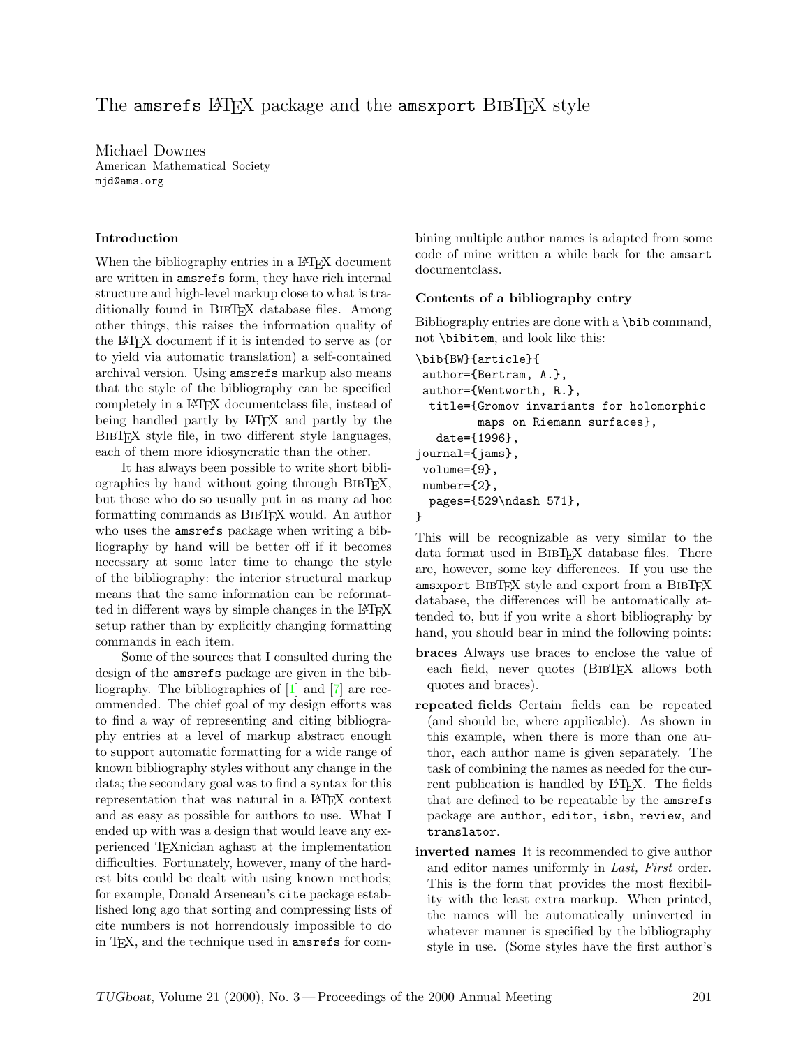# The amsrefs LaTeX package and the amsxport BibTeX style

Michael Downes
American Mathematical Society
mjd@ams.org

### Introduction

When the bibliography entries in a LaTeX document are written in amsrefs form, they have rich internal structure and high-level markup close to what is traditionally found in BibTeX database files. Among other things, this raises the information quality of the LaTeX document if it is intended to serve as (or to yield via automatic translation) a self-contained archival version. Using amsrefs markup also means that the style of the bibliography can be specified completely in a LaTeX documentclass file, instead of being handled partly by LaTeX and partly by the BibTeX style file, in two different style languages, each of them more idiosyncratic than the other.

It has always been possible to write short bibliographies by hand without going through BibTeX, but those who do so usually put in as many ad hoc formatting commands as BibTeX would. An author who uses the amsrefs package when writing a bibliography by hand will be better off if it becomes necessary at some later time to change the style of the bibliography: the interior structural markup means that the same information can be reformatted in different ways by simple changes in the LaTeX setup rather than by explicitly changing formatting commands in each item.

Some of the sources that I consulted during the design of the amsrefs package are given in the bibliography. The bibliographies of [1] and [7] are recommended. The chief goal of my design efforts was to find a way of representing and citing bibliography entries at a level of markup abstract enough to support automatic formatting for a wide range of known bibliography styles without any change in the data; the secondary goal was to find a syntax for this representation that was natural in a LaTeX context and as easy as possible for authors to use. What I ended up with was a design that would leave any experienced TeXnician aghast at the implementation difficulties. Fortunately, however, many of the hardest bits could be dealt with using known methods; for example, Donald Arseneau's cite package established long ago that sorting and compressing lists of cite numbers is not horrendously impossible to do in TeX, and the technique used in amsrefs for combining multiple author names is adapted from some code of mine written a while back for the amsart documentclass.

### Contents of a bibliography entry

Bibliography entries are done with a \bib command, not \bibitem, and look like this:

```
\bib{BW}{article}{
 author={Bertram, A.},
 author={Wentworth, R.},
  title={Gromov invariants for holomorphic
         maps on Riemann surfaces},
   date={1996},
journal={jams},
 volume={9},
 number={2},
  pages={529\ndash 571},
}
```

This will be recognizable as very similar to the data format used in BibTeX database files. There are, however, some key differences. If you use the amsxport BibTeX style and export from a BibTeX database, the differences will be automatically attended to, but if you write a short bibliography by hand, you should bear in mind the following points:

- **braces** Always use braces to enclose the value of each field, never quotes (BibTeX allows both quotes and braces).
- **repeated fields** Certain fields can be repeated (and should be, where applicable). As shown in this example, when there is more than one author, each author name is given separately. The task of combining the names as needed for the current publication is handled by LaTeX. The fields that are defined to be repeatable by the amsrefs package are author, editor, isbn, review, and translator.
- **inverted names** It is recommended to give author and editor names uniformly in *Last, First* order. This is the form that provides the most flexibility with the least extra markup. When printed, the names will be automatically uninverted in whatever manner is specified by the bibliography style in use. (Some styles have the first author's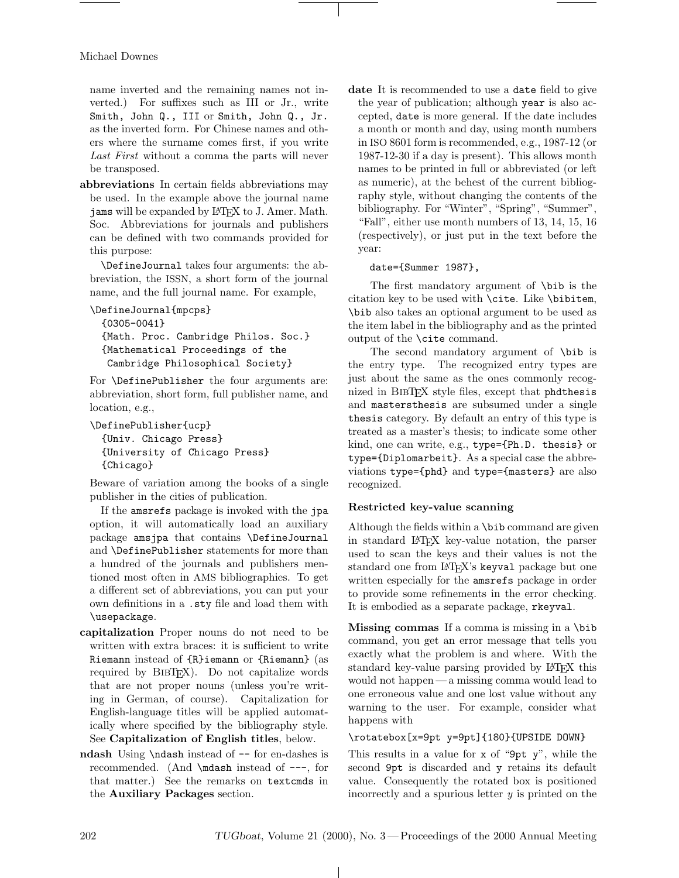name inverted and the remaining names not inverted.) For suffixes such as III or Jr., write `Smith, John Q., III` or `Smith, John Q., Jr.` as the inverted form. For Chinese names and others where the surname comes first, if you write *Last First* without a comma the parts will never be transposed.

**abbreviations** In certain fields abbreviations may be used. In the example above the journal name `jams` will be expanded by LaTeX to J. Amer. Math. Soc. Abbreviations for journals and publishers can be defined with two commands provided for this purpose:

`\DefineJournal` takes four arguments: the abbreviation, the ISSN, a short form of the journal name, and the full journal name. For example,

```
\DefineJournal{mpcps}
  {0305-0041}
  {Math. Proc. Cambridge Philos. Soc.}
  {Mathematical Proceedings of the
   Cambridge Philosophical Society}
```

For `\DefinePublisher` the four arguments are: abbreviation, short form, full publisher name, and location, e.g.,

```
\DefinePublisher{ucp}
  {Univ. Chicago Press}
  {University of Chicago Press}
  {Chicago}
```

Beware of variation among the books of a single publisher in the cities of publication.

If the `amsrefs` package is invoked with the `jpa` option, it will automatically load an auxiliary package `amsjpa` that contains `\DefineJournal` and `\DefinePublisher` statements for more than a hundred of the journals and publishers mentioned most often in AMS bibliographies. To get a different set of abbreviations, you can put your own definitions in a `.sty` file and load them with `\usepackage`.

**capitalization** Proper nouns do not need to be written with extra braces: it is sufficient to write `Riemann` instead of `{R}iemann` or `{Riemann}` (as required by BibTeX). Do not capitalize words that are not proper nouns (unless you're writing in German, of course). Capitalization for English-language titles will be applied automatically where specified by the bibliography style. See **Capitalization of English titles**, below.

**ndash** Using `\ndash` instead of `--` for en-dashes is recommended. (And `\mdash` instead of `---`, for that matter.) See the remarks on `textcmds` in the **Auxiliary Packages** section.

**date** It is recommended to use a `date` field to give the year of publication; although `year` is also accepted, `date` is more general. If the date includes a month or month and day, using month numbers in ISO 8601 form is recommended, e.g., 1987-12 (or 1987-12-30 if a day is present). This allows month names to be printed in full or abbreviated (or left as numeric), at the behest of the current bibliography style, without changing the contents of the bibliography. For "Winter", "Spring", "Summer", "Fall", either use month numbers of 13, 14, 15, 16 (respectively), or just put in the text before the year:

```
date={Summer 1987},
```

The first mandatory argument of `\bib` is the citation key to be used with `\cite`. Like `\bibitem`, `\bib` also takes an optional argument to be used as the item label in the bibliography and as the printed output of the `\cite` command.

The second mandatory argument of `\bib` is the entry type. The recognized entry types are just about the same as the ones commonly recognized in BibTeX style files, except that `phdthesis` and `mastersthesis` are subsumed under a single `thesis` category. By default an entry of this type is treated as a master's thesis; to indicate some other kind, one can write, e.g., `type={Ph.D. thesis}` or `type={Diplomarbeit}`. As a special case the abbreviations `type={phd}` and `type={masters}` are also recognized.

### Restricted key-value scanning

Although the fields within a `\bib` command are given in standard LaTeX key-value notation, the parser used to scan the keys and their values is not the standard one from LaTeX's `keyval` package but one written especially for the `amsrefs` package in order to provide some refinements in the error checking. It is embodied as a separate package, `rkeyval`.

**Missing commas** If a comma is missing in a `\bib` command, you get an error message that tells you exactly what the problem is and where. With the standard key-value parsing provided by LaTeX this would not happen — a missing comma would lead to one erroneous value and one lost value without any warning to the user. For example, consider what happens with

```
\rotatebox[x=9pt y=9pt]{180}{UPSIDE DOWN}
```

This results in a value for `x` of "`9pt y`", while the second `9pt` is discarded and `y` retains its default value. Consequently the rotated box is positioned incorrectly and a spurious letter *y* is printed on the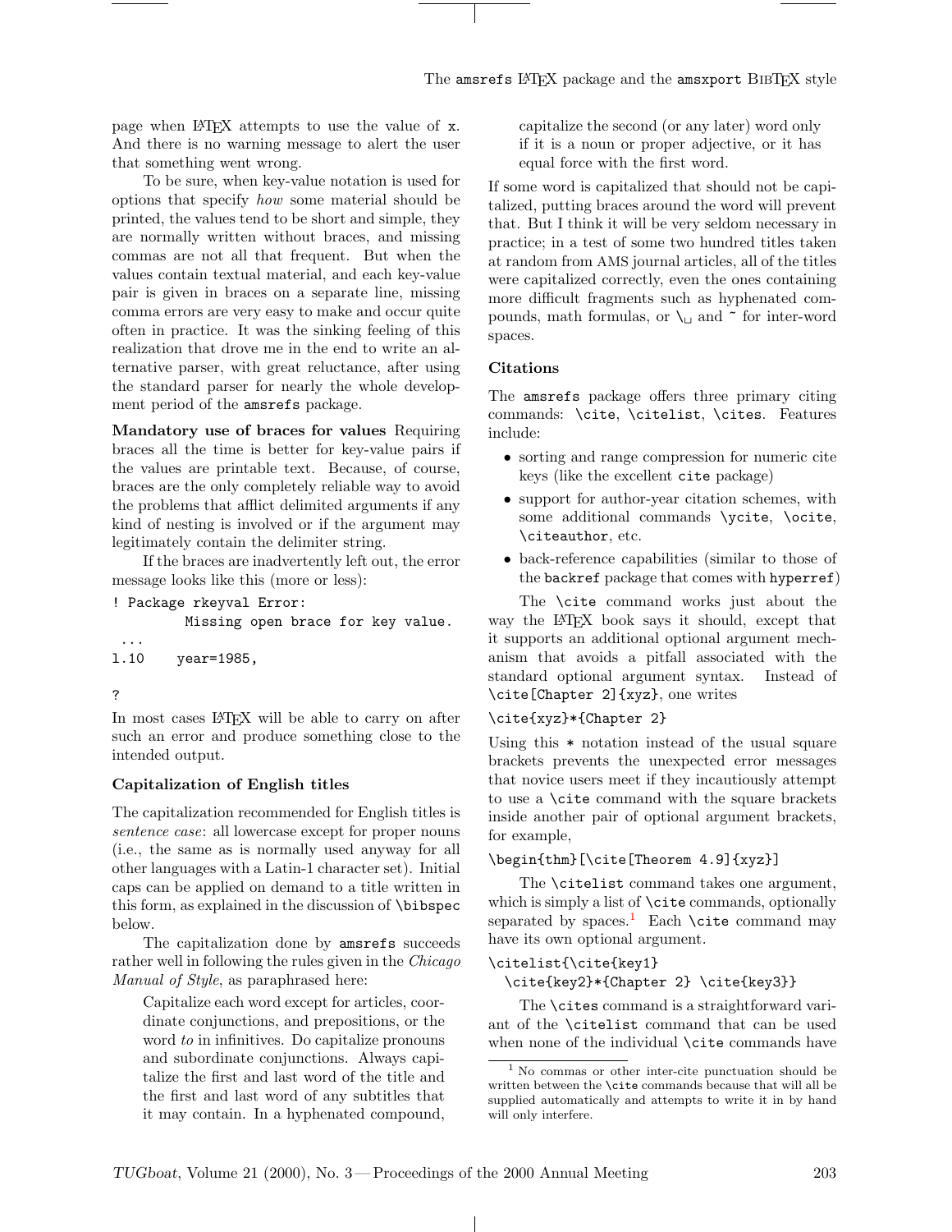page when LaTeX attempts to use the value of x. And there is no warning message to alert the user that something went wrong.

To be sure, when key-value notation is used for options that specify *how* some material should be printed, the values tend to be short and simple, they are normally written without braces, and missing commas are not all that frequent. But when the values contain textual material, and each key-value pair is given in braces on a separate line, missing comma errors are very easy to make and occur quite often in practice. It was the sinking feeling of this realization that drove me in the end to write an alternative parser, with great reluctance, after using the standard parser for nearly the whole development period of the amsrefs package.

**Mandatory use of braces for values** Requiring braces all the time is better for key-value pairs if the values are printable text. Because, of course, braces are the only completely reliable way to avoid the problems that afflict delimited arguments if any kind of nesting is involved or if the argument may legitimately contain the delimiter string.

If the braces are inadvertently left out, the error message looks like this (more or less):

```
! Package rkeyval Error:
          Missing open brace for key value.
 ...
l.10     year=1985,

?
```

In most cases LaTeX will be able to carry on after such an error and produce something close to the intended output.

### Capitalization of English titles

The capitalization recommended for English titles is *sentence case*: all lowercase except for proper nouns (i.e., the same as is normally used anyway for all other languages with a Latin-1 character set). Initial caps can be applied on demand to a title written in this form, as explained in the discussion of \bibspec below.

The capitalization done by amsrefs succeeds rather well in following the rules given in the *Chicago Manual of Style*, as paraphrased here:

> Capitalize each word except for articles, coordinate conjunctions, and prepositions, or the word *to* in infinitives. Do capitalize pronouns and subordinate conjunctions. Always capitalize the first and last word of the title and the first and last word of any subtitles that it may contain. In a hyphenated compound, capitalize the second (or any later) word only if it is a noun or proper adjective, or it has equal force with the first word.

If some word is capitalized that should not be capitalized, putting braces around the word will prevent that. But I think it will be very seldom necessary in practice; in a test of some two hundred titles taken at random from AMS journal articles, all of the titles were capitalized correctly, even the ones containing more difficult fragments such as hyphenated compounds, math formulas, or \␣ and ~ for inter-word spaces.

### Citations

The amsrefs package offers three primary citing commands: \cite, \citelist, \cites. Features include:

- sorting and range compression for numeric cite keys (like the excellent cite package)
- support for author-year citation schemes, with some additional commands \ycite, \ocite, \citeauthor, etc.
- back-reference capabilities (similar to those of the backref package that comes with hyperref)

The \cite command works just about the way the LaTeX book says it should, except that it supports an additional optional argument mechanism that avoids a pitfall associated with the standard optional argument syntax. Instead of \cite[Chapter 2]{xyz}, one writes

```
\cite{xyz}*{Chapter 2}
```

Using this * notation instead of the usual square brackets prevents the unexpected error messages that novice users meet if they incautiously attempt to use a \cite command with the square brackets inside another pair of optional argument brackets, for example,

```
\begin{thm}[\cite[Theorem 4.9]{xyz}]
```

The \citelist command takes one argument, which is simply a list of \cite commands, optionally separated by spaces.[1] Each \cite command may have its own optional argument.

```
\citelist{\cite{key1}
  \cite{key2}*{Chapter 2} \cite{key3}}
```

The \cites command is a straightforward variant of the \citelist command that can be used when none of the individual \cite commands have

[1] No commas or other inter-cite punctuation should be written between the \cite commands because that will all be supplied automatically and attempts to write it in by hand will only interfere.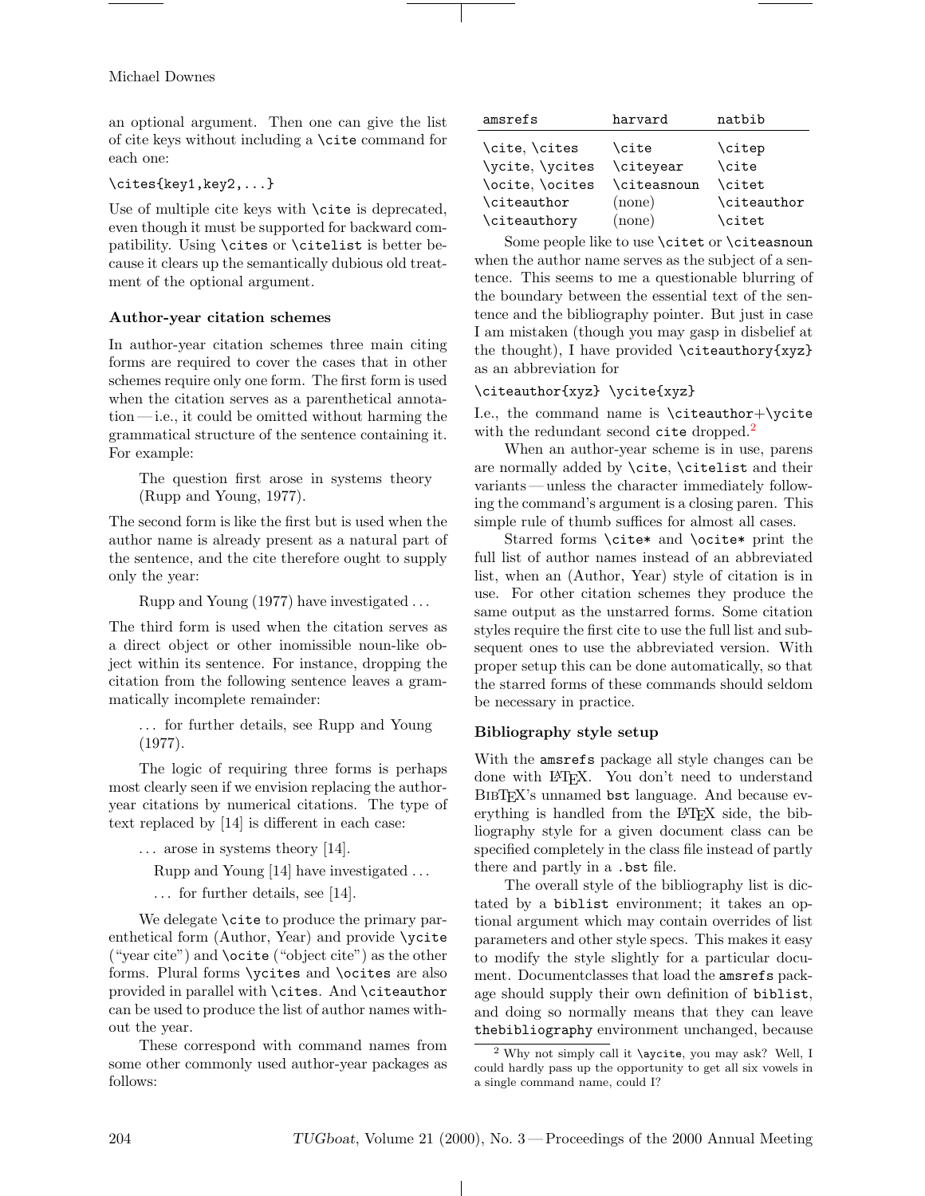an optional argument. Then one can give the list of cite keys without including a `\cite` command for each one:

```
\cites{key1,key2,...}
```

Use of multiple cite keys with `\cite` is deprecated, even though it must be supported for backward compatibility. Using `\cites` or `\citelist` is better because it clears up the semantically dubious old treatment of the optional argument.

### Author-year citation schemes

In author-year citation schemes three main citing forms are required to cover the cases that in other schemes require only one form. The first form is used when the citation serves as a parenthetical annotation — i.e., it could be omitted without harming the grammatical structure of the sentence containing it. For example:

> The question first arose in systems theory (Rupp and Young, 1977).

The second form is like the first but is used when the author name is already present as a natural part of the sentence, and the cite therefore ought to supply only the year:

> Rupp and Young (1977) have investigated ...

The third form is used when the citation serves as a direct object or other inomissible noun-like object within its sentence. For instance, dropping the citation from the following sentence leaves a grammatically incomplete remainder:

> ... for further details, see Rupp and Young (1977).

The logic of requiring three forms is perhaps most clearly seen if we envision replacing the author-year citations by numerical citations. The type of text replaced by [14] is different in each case:

> ... arose in systems theory [14].
>
> Rupp and Young [14] have investigated ...
>
> ... for further details, see [14].

We delegate `\cite` to produce the primary parenthetical form (Author, Year) and provide `\ycite` ("year cite") and `\ocite` ("object cite") as the other forms. Plural forms `\ycites` and `\ocites` are also provided in parallel with `\cites`. And `\citeauthor` can be used to produce the list of author names without the year.

These correspond with command names from some other commonly used author-year packages as follows:

| amsrefs | harvard | natbib |
|---|---|---|
| `\cite`, `\cites` | `\cite` | `\citep` |
| `\ycite`, `\ycites` | `\citeyear` | `\cite` |
| `\ocite`, `\ocites` | `\citeasnoun` | `\citet` |
| `\citeauthor` | (none) | `\citeauthor` |
| `\citeauthory` | (none) | `\citet` |

Some people like to use `\citet` or `\citeasnoun` when the author name serves as the subject of a sentence. This seems to me a questionable blurring of the boundary between the essential text of the sentence and the bibliography pointer. But just in case I am mistaken (though you may gasp in disbelief at the thought), I have provided `\citeauthory{xyz}` as an abbreviation for

```
\citeauthor{xyz} \ycite{xyz}
```

I.e., the command name is `\citeauthor`+`\ycite` with the redundant second `cite` dropped.[2]

When an author-year scheme is in use, parens are normally added by `\cite`, `\citelist` and their variants — unless the character immediately following the command's argument is a closing paren. This simple rule of thumb suffices for almost all cases.

Starred forms `\cite*` and `\ocite*` print the full list of author names instead of an abbreviated list, when an (Author, Year) style of citation is in use. For other citation schemes they produce the same output as the unstarred forms. Some citation styles require the first cite to use the full list and subsequent ones to use the abbreviated version. With proper setup this can be done automatically, so that the starred forms of these commands should seldom be necessary in practice.

### Bibliography style setup

With the `amsrefs` package all style changes can be done with LaTeX. You don't need to understand BibTeX's unnamed `bst` language. And because everything is handled from the LaTeX side, the bibliography style for a given document class can be specified completely in the class file instead of partly there and partly in a `.bst` file.

The overall style of the bibliography list is dictated by a `biblist` environment; it takes an optional argument which may contain overrides of list parameters and other style specs. This makes it easy to modify the style slightly for a particular document. Documentclasses that load the `amsrefs` package should supply their own definition of `biblist`, and doing so normally means that they can leave `thebibliography` environment unchanged, because

---

[2] Why not simply call it `\aycite`, you may ask? Well, I could hardly pass up the opportunity to get all six vowels in a single command name, could I?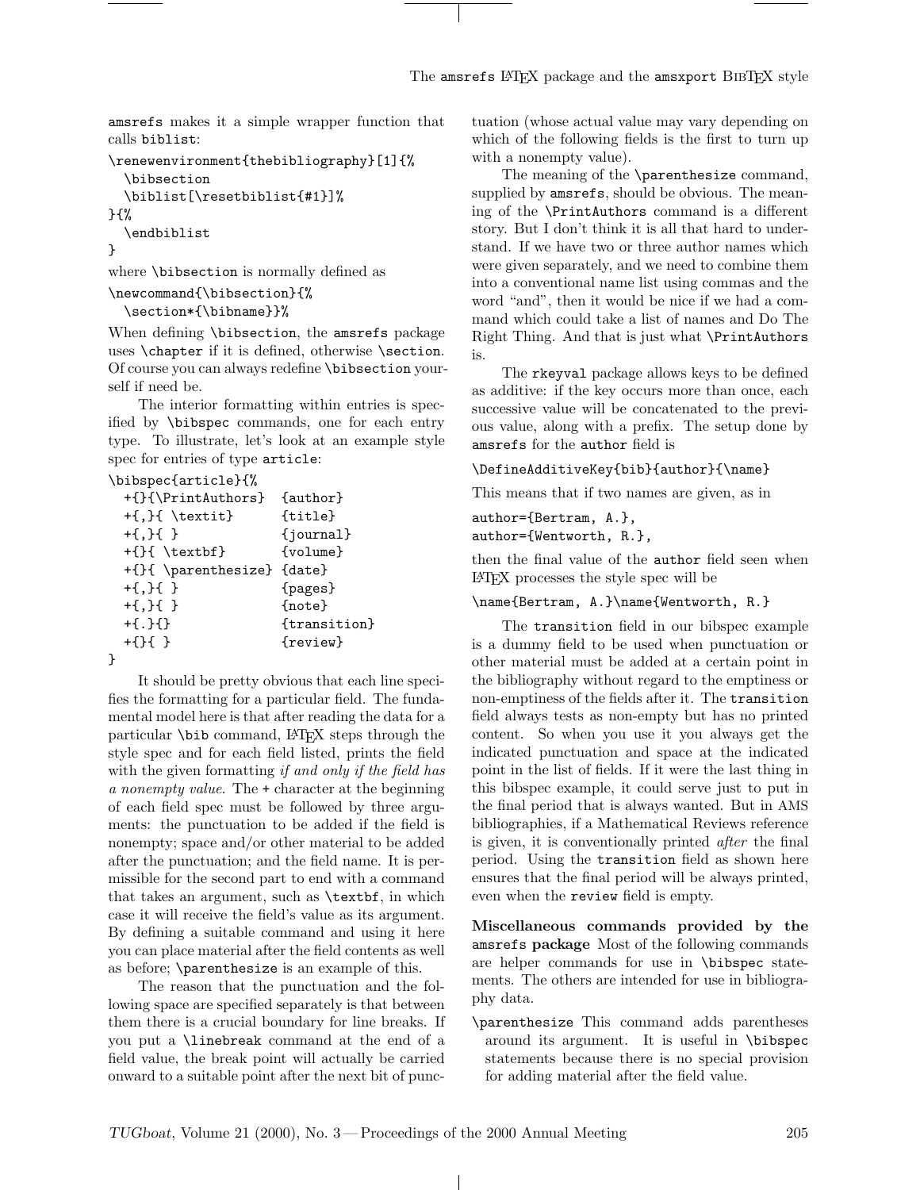amsrefs makes it a simple wrapper function that calls biblist:

```
\renewenvironment{thebibliography}[1]{%
  \bibsection
  \biblist[\resetbiblist{#1}]%
}{%
  \endbiblist
}
```

where \bibsection is normally defined as

```
\newcommand{\bibsection}{%
  \section*{\bibname}}%
```

When defining \bibsection, the amsrefs package uses \chapter if it is defined, otherwise \section. Of course you can always redefine \bibsection yourself if need be.

The interior formatting within entries is specified by \bibspec commands, one for each entry type. To illustrate, let's look at an example style spec for entries of type article:

```
\bibspec{article}{%
  +{}{\PrintAuthors}  {author}
  +{,}{ \textit}      {title}
  +{,}{ }             {journal}
  +{}{ \textbf}       {volume}
  +{}{ \parenthesize} {date}
  +{,}{ }             {pages}
  +{,}{ }             {note}
  +{.}{}              {transition}
  +{}{ }              {review}
}
```

It should be pretty obvious that each line specifies the formatting for a particular field. The fundamental model here is that after reading the data for a particular \bib command, LaTeX steps through the style spec and for each field listed, prints the field with the given formatting *if and only if the field has a nonempty value.* The + character at the beginning of each field spec must be followed by three arguments: the punctuation to be added if the field is nonempty; space and/or other material to be added after the punctuation; and the field name. It is permissible for the second part to end with a command that takes an argument, such as \textbf, in which case it will receive the field's value as its argument. By defining a suitable command and using it here you can place material after the field contents as well as before; \parenthesize is an example of this.

The reason that the punctuation and the following space are specified separately is that between them there is a crucial boundary for line breaks. If you put a \linebreak command at the end of a field value, the break point will actually be carried onward to a suitable point after the next bit of punctuation (whose actual value may vary depending on which of the following fields is the first to turn up with a nonempty value).

The meaning of the \parenthesize command, supplied by amsrefs, should be obvious. The meaning of the \PrintAuthors command is a different story. But I don't think it is all that hard to understand. If we have two or three author names which were given separately, and we need to combine them into a conventional name list using commas and the word "and", then it would be nice if we had a command which could take a list of names and Do The Right Thing. And that is just what \PrintAuthors is.

The rkeyval package allows keys to be defined as additive: if the key occurs more than once, each successive value will be concatenated to the previous value, along with a prefix. The setup done by amsrefs for the author field is

```
\DefineAdditiveKey{bib}{author}{\name}
```

This means that if two names are given, as in

```
author={Bertram, A.},
author={Wentworth, R.},
```

then the final value of the author field seen when LaTeX processes the style spec will be

```
\name{Bertram, A.}\name{Wentworth, R.}
```

The transition field in our bibspec example is a dummy field to be used when punctuation or other material must be added at a certain point in the bibliography without regard to the emptiness or non-emptiness of the fields after it. The transition field always tests as non-empty but has no printed content. So when you use it you always get the indicated punctuation and space at the indicated point in the list of fields. If it were the last thing in this bibspec example, it could serve just to put in the final period that is always wanted. But in AMS bibliographies, if a Mathematical Reviews reference is given, it is conventionally printed *after* the final period. Using the transition field as shown here ensures that the final period will be always printed, even when the review field is empty.

**Miscellaneous commands provided by the amsrefs package** Most of the following commands are helper commands for use in \bibspec statements. The others are intended for use in bibliography data.

\parenthesize This command adds parentheses around its argument. It is useful in \bibspec statements because there is no special provision for adding material after the field value.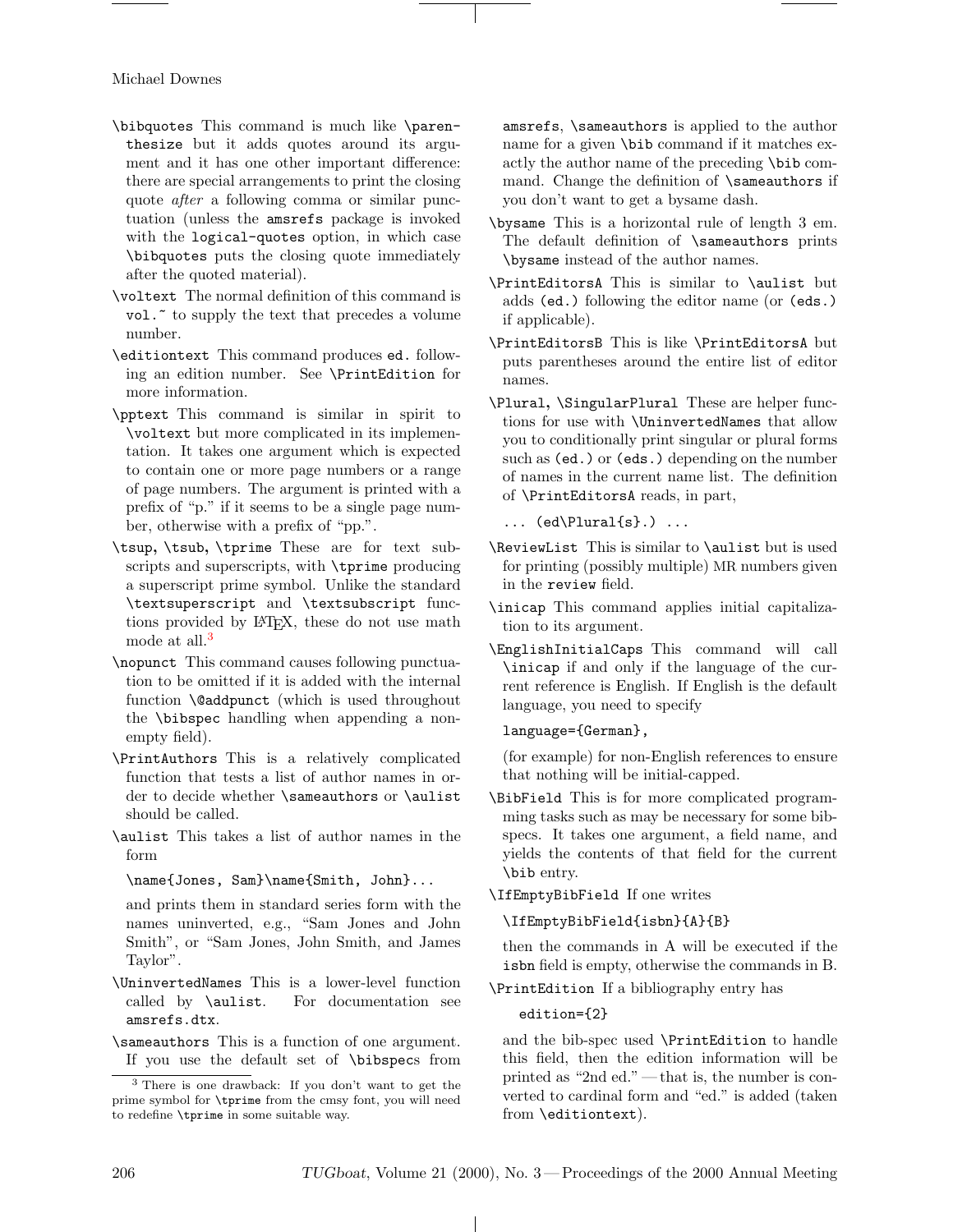`\bibquotes` This command is much like `\parenthesize` but it adds quotes around its argument and it has one other important difference: there are special arrangements to print the closing quote *after* a following comma or similar punctuation (unless the `amsrefs` package is invoked with the `logical-quotes` option, in which case `\bibquotes` puts the closing quote immediately after the quoted material).

`\voltext` The normal definition of this command is `vol.~` to supply the text that precedes a volume number.

`\editiontext` This command produces `ed.` following an edition number. See `\PrintEdition` for more information.

`\pptext` This command is similar in spirit to `\voltext` but more complicated in its implementation. It takes one argument which is expected to contain one or more page numbers or a range of page numbers. The argument is printed with a prefix of "p." if it seems to be a single page number, otherwise with a prefix of "pp.".

`\tsup`, `\tsub`, `\tprime` These are for text subscripts and superscripts, with `\tprime` producing a superscript prime symbol. Unlike the standard `\textsuperscript` and `\textsubscript` functions provided by LaTeX, these do not use math mode at all.[3]

`\nopunct` This command causes following punctuation to be omitted if it is added with the internal function `\@addpunct` (which is used throughout the `\bibspec` handling when appending a non-empty field).

`\PrintAuthors` This is a relatively complicated function that tests a list of author names in order to decide whether `\sameauthors` or `\aulist` should be called.

`\aulist` This takes a list of author names in the form

```
\name{Jones, Sam}\name{Smith, John}...
```

and prints them in standard series form with the names uninverted, e.g., "Sam Jones and John Smith", or "Sam Jones, John Smith, and James Taylor".

`\UninvertedNames` This is a lower-level function called by `\aulist`. For documentation see `amsrefs.dtx`.

`\sameauthors` This is a function of one argument. If you use the default set of `\bibspecs` from `amsrefs`, `\sameauthors` is applied to the author name for a given `\bib` command if it matches exactly the author name of the preceding `\bib` command. Change the definition of `\sameauthors` if you don't want to get a bysame dash.

`\bysame` This is a horizontal rule of length 3 em. The default definition of `\sameauthors` prints `\bysame` instead of the author names.

`\PrintEditorsA` This is similar to `\aulist` but adds `(ed.)` following the editor name (or `(eds.)` if applicable).

`\PrintEditorsB` This is like `\PrintEditorsA` but puts parentheses around the entire list of editor names.

`\Plural`, `\SingularPlural` These are helper functions for use with `\UninvertedNames` that allow you to conditionally print singular or plural forms such as `(ed.)` or `(eds.)` depending on the number of names in the current name list. The definition of `\PrintEditorsA` reads, in part,

```
... (ed\Plural{s}.) ...
```

`\ReviewList` This is similar to `\aulist` but is used for printing (possibly multiple) MR numbers given in the `review` field.

`\inicap` This command applies initial capitalization to its argument.

`\EnglishInitialCaps` This command will call `\inicap` if and only if the language of the current reference is English. If English is the default language, you need to specify

```
language={German},
```

(for example) for non-English references to ensure that nothing will be initial-capped.

`\BibField` This is for more complicated programming tasks such as may be necessary for some bibspecs. It takes one argument, a field name, and yields the contents of that field for the current `\bib` entry.

`\IfEmptyBibField` If one writes

```
\IfEmptyBibField{isbn}{A}{B}
```

then the commands in A will be executed if the `isbn` field is empty, otherwise the commands in B.

`\PrintEdition` If a bibliography entry has

```
edition={2}
```

and the bib-spec used `\PrintEdition` to handle this field, then the edition information will be printed as "2nd ed." — that is, the number is converted to cardinal form and "ed." is added (taken from `\editiontext`).

---

[3] There is one drawback: If you don't want to get the prime symbol for `\tprime` from the cmsy font, you will need to redefine `\tprime` in some suitable way.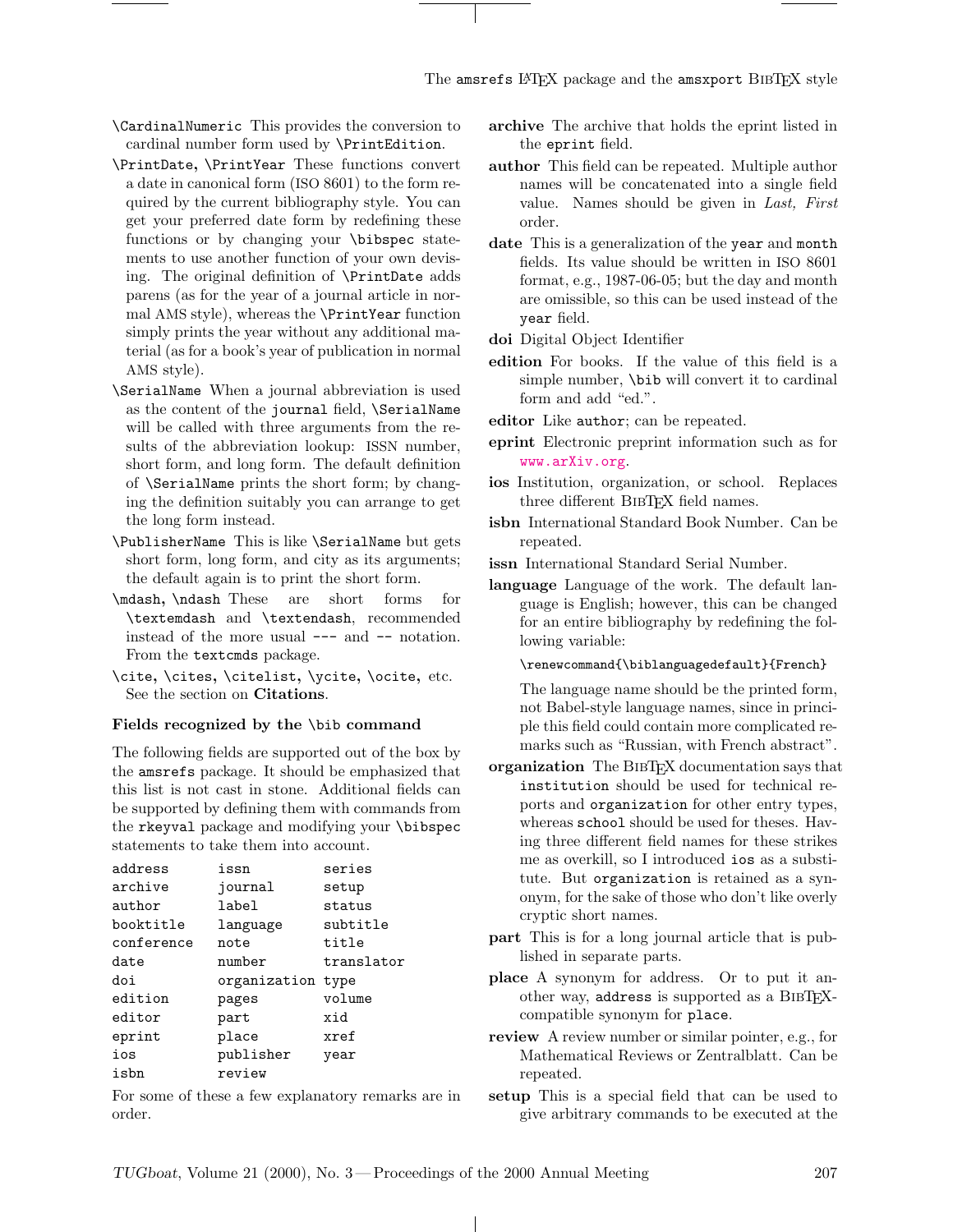`\CardinalNumeric` This provides the conversion to cardinal number form used by `\PrintEdition`.

`\PrintDate`, `\PrintYear` These functions convert a date in canonical form (ISO 8601) to the form required by the current bibliography style. You can get your preferred date form by redefining these functions or by changing your `\bibspec` statements to use another function of your own devising. The original definition of `\PrintDate` adds parens (as for the year of a journal article in normal AMS style), whereas the `\PrintYear` function simply prints the year without any additional material (as for a book's year of publication in normal AMS style).

`\SerialName` When a journal abbreviation is used as the content of the `journal` field, `\SerialName` will be called with three arguments from the results of the abbreviation lookup: ISSN number, short form, and long form. The default definition of `\SerialName` prints the short form; by changing the definition suitably you can arrange to get the long form instead.

`\PublisherName` This is like `\SerialName` but gets short form, long form, and city as its arguments; the default again is to print the short form.

`\mdash`, `\ndash` These are short forms for `\textemdash` and `\textendash`, recommended instead of the more usual `---` and `--` notation. From the `textcmds` package.

`\cite`, `\cites`, `\citelist`, `\ycite`, `\ocite`, etc. See the section on **Citations**.

### Fields recognized by the `\bib` command

The following fields are supported out of the box by the `amsrefs` package. It should be emphasized that this list is not cast in stone. Additional fields can be supported by defining them with commands from the `rkeyval` package and modifying your `\bibspec` statements to take them into account.

```
address     issn         series
archive     journal      setup
author      label        status
booktitle   language     subtitle
conference  note         title
date        number       translator
doi         organization type
edition     pages        volume
editor      part         xid
eprint      place        xref
ios         publisher    year
isbn        review
```

For some of these a few explanatory remarks are in order.

**archive** The archive that holds the eprint listed in the `eprint` field.

**author** This field can be repeated. Multiple author names will be concatenated into a single field value. Names should be given in *Last, First* order.

**date** This is a generalization of the `year` and `month` fields. Its value should be written in ISO 8601 format, e.g., 1987-06-05; but the day and month are omissible, so this can be used instead of the `year` field.

**doi** Digital Object Identifier

**edition** For books. If the value of this field is a simple number, `\bib` will convert it to cardinal form and add "ed.".

**editor** Like `author`; can be repeated.

**eprint** Electronic preprint information such as for www.arXiv.org.

**ios** Institution, organization, or school. Replaces three different BibTeX field names.

**isbn** International Standard Book Number. Can be repeated.

**issn** International Standard Serial Number.

**language** Language of the work. The default language is English; however, this can be changed for an entire bibliography by redefining the following variable:

```
\renewcommand{\biblanguagedefault}{French}
```

The language name should be the printed form, not Babel-style language names, since in principle this field could contain more complicated remarks such as "Russian, with French abstract".

**organization** The BibTeX documentation says that `institution` should be used for technical reports and `organization` for other entry types, whereas `school` should be used for theses. Having three different field names for these strikes me as overkill, so I introduced `ios` as a substitute. But `organization` is retained as a synonym, for the sake of those who don't like overly cryptic short names.

**part** This is for a long journal article that is published in separate parts.

**place** A synonym for address. Or to put it another way, `address` is supported as a BibTeX-compatible synonym for `place`.

**review** A review number or similar pointer, e.g., for Mathematical Reviews or Zentralblatt. Can be repeated.

**setup** This is a special field that can be used to give arbitrary commands to be executed at the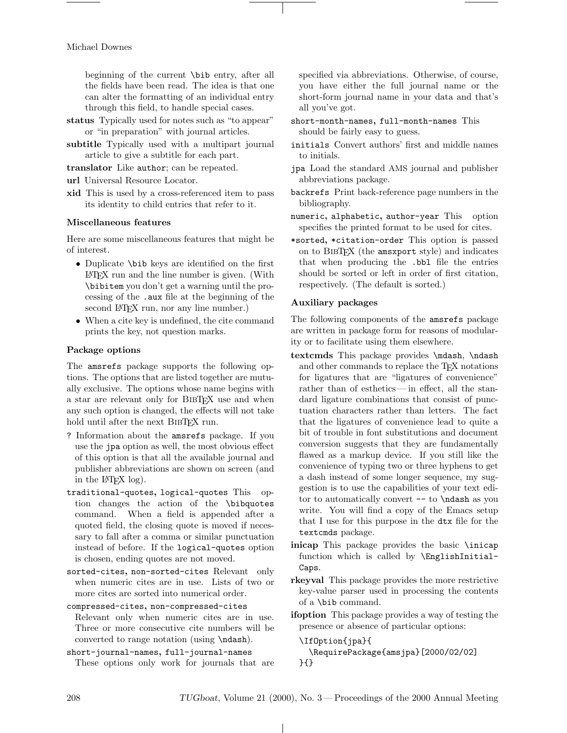beginning of the current \bib entry, after all the fields have been read. The idea is that one can alter the formatting of an individual entry through this field, to handle special cases.

**status** Typically used for notes such as "to appear" or "in preparation" with journal articles.

**subtitle** Typically used with a multipart journal article to give a subtitle for each part.

**translator** Like `author`; can be repeated.

**url** Universal Resource Locator.

**xid** This is used by a cross-referenced item to pass its identity to child entries that refer to it.

### Miscellaneous features

Here are some miscellaneous features that might be of interest.

- Duplicate \bib keys are identified on the first LaTeX run and the line number is given. (With \bibitem you don't get a warning until the processing of the `.aux` file at the beginning of the second LaTeX run, nor any line number.)
- When a cite key is undefined, the cite command prints the key, not question marks.

### Package options

The `amsrefs` package supports the following options. The options that are listed together are mutually exclusive. The options whose name begins with a star are relevant only for BibTeX use and when any such option is changed, the effects will not take hold until after the next BibTeX run.

`?` Information about the `amsrefs` package. If you use the `jpa` option as well, the most obvious effect of this option is that all the available journal and publisher abbreviations are shown on screen (and in the LaTeX log).

`traditional-quotes`, `logical-quotes` This option changes the action of the \bibquotes command. When a field is appended after a quoted field, the closing quote is moved if necessary to fall after a comma or similar punctuation instead of before. If the `logical-quotes` option is chosen, ending quotes are not moved.

`sorted-cites`, `non-sorted-cites` Relevant only when numeric cites are in use. Lists of two or more cites are sorted into numerical order.

`compressed-cites`, `non-compressed-cites` Relevant only when numeric cites are in use. Three or more consecutive cite numbers will be converted to range notation (using \ndash).

`short-journal-names`, `full-journal-names` These options only work for journals that are specified via abbreviations. Otherwise, of course, you have either the full journal name or the short-form journal name in your data and that's all you've got.

`short-month-names`, `full-month-names` This should be fairly easy to guess.

`initials` Convert authors' first and middle names to initials.

`jpa` Load the standard AMS journal and publisher abbreviations package.

`backrefs` Print back-reference page numbers in the bibliography.

`numeric`, `alphabetic`, `author-year` This option specifies the printed format to be used for cites.

`*sorted`, `*citation-order` This option is passed on to BibTeX (the `amsxport` style) and indicates that when producing the `.bbl` file the entries should be sorted or left in order of first citation, respectively. (The default is sorted.)

### Auxiliary packages

The following components of the `amsrefs` package are written in package form for reasons of modularity or to facilitate using them elsewhere.

**textcmds** This package provides \mdash, \ndash and other commands to replace the TeX notations for ligatures that are "ligatures of convenience" rather than of esthetics — in effect, all the standard ligature combinations that consist of punctuation characters rather than letters. The fact that the ligatures of convenience lead to quite a bit of trouble in font substitutions and document conversion suggests that they are fundamentally flawed as a markup device. If you still like the convenience of typing two or three hyphens to get a dash instead of some longer sequence, my suggestion is to use the capabilities of your text editor to automatically convert `--` to \ndash as you write. You will find a copy of the Emacs setup that I use for this purpose in the `dtx` file for the `textcmds` package.

**inicap** This package provides the basic \inicap function which is called by \EnglishInitialCaps.

**rkeyval** This package provides the more restrictive key-value parser used in processing the contents of a \bib command.

**ifoption** This package provides a way of testing the presence or absence of particular options:

```
\IfOption{jpa}{
  \RequirePackage{amsjpa}[2000/02/02]
}{}
```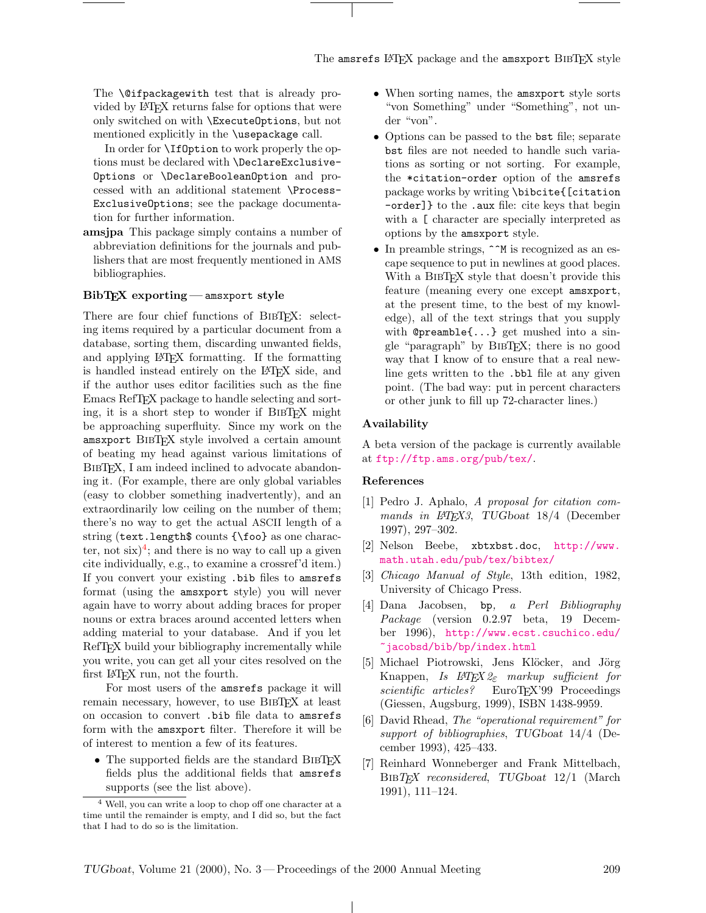The `\@ifpackagewith` test that is already provided by LaTeX returns false for options that were only switched on with `\ExecuteOptions`, but not mentioned explicitly in the `\usepackage` call.

In order for `\IfOption` to work properly the options must be declared with `\DeclareExclusiveOptions` or `\DeclareBooleanOption` and processed with an additional statement `\ProcessExclusiveOptions`; see the package documentation for further information.

**amsjpa** This package simply contains a number of abbreviation definitions for the journals and publishers that are most frequently mentioned in AMS bibliographies.

### BibTeX exporting — amsxport style

There are four chief functions of BibTeX: selecting items required by a particular document from a database, sorting them, discarding unwanted fields, and applying LaTeX formatting. If the formatting is handled instead entirely on the LaTeX side, and if the author uses editor facilities such as the fine Emacs RefTeX package to handle selecting and sorting, it is a short step to wonder if BibTeX might be approaching superfluity. Since my work on the `amsxport` BibTeX style involved a certain amount of beating my head against various limitations of BibTeX, I am indeed inclined to advocate abandoning it. (For example, there are only global variables (easy to clobber something inadvertently), and an extraordinarily low ceiling on the number of them; there's no way to get the actual ASCII length of a string (`text.length$` counts `{\foo}` as one character, not six)[4]; and there is no way to call up a given cite individually, e.g., to examine a crossref'd item.) If you convert your existing `.bib` files to `amsrefs` format (using the `amsxport` style) you will never again have to worry about adding braces for proper nouns or extra braces around accented letters when adding material to your database. And if you let RefTeX build your bibliography incrementally while you write, you can get all your cites resolved on the first LaTeX run, not the fourth.

For most users of the `amsrefs` package it will remain necessary, however, to use BibTeX at least on occasion to convert `.bib` file data to `amsrefs` form with the `amsxport` filter. Therefore it will be of interest to mention a few of its features.

- The supported fields are the standard BibTeX fields plus the additional fields that `amsrefs` supports (see the list above).
- When sorting names, the `amsxport` style sorts "von Something" under "Something", not under "von".
- Options can be passed to the `bst` file; separate `bst` files are not needed to handle such variations as sorting or not sorting. For example, the `*citation-order` option of the `amsrefs` package works by writing `\bibcite{[citation-order]}` to the `.aux` file: cite keys that begin with a `[` character are specially interpreted as options by the `amsxport` style.
- In preamble strings, `^^M` is recognized as an escape sequence to put in newlines at good places. With a BibTeX style that doesn't provide this feature (meaning every one except `amsxport`, at the present time, to the best of my knowledge), all of the text strings that you supply with `@preamble{...}` get mushed into a single "paragraph" by BibTeX; there is no good way that I know of to ensure that a real newline gets written to the `.bbl` file at any given point. (The bad way: put in percent characters or other junk to fill up 72-character lines.)

[4] Well, you can write a loop to chop off one character at a time until the remainder is empty, and I did so, but the fact that I had to do so is the limitation.

### Availability

A beta version of the package is currently available at ftp://ftp.ams.org/pub/tex/.

### References

[1] Pedro J. Aphalo, *A proposal for citation commands in LaTeX3*, TUGboat 18/4 (December 1997), 297–302.

[2] Nelson Beebe, `xbtxbst.doc`, http://www.math.utah.edu/pub/tex/bibtex/

[3] *Chicago Manual of Style*, 13th edition, 1982, University of Chicago Press.

[4] Dana Jacobsen, `bp`, *a Perl Bibliography Package* (version 0.2.97 beta, 19 December 1996), http://www.ecst.csuchico.edu/~jacobsd/bib/bp/index.html

[5] Michael Piotrowski, Jens Klöcker, and Jörg Knappen, *Is LaTeX2ε markup sufficient for scientific articles?* EuroTeX'99 Proceedings (Giessen, Augsburg, 1999), ISBN 1438-9959.

[6] David Rhead, *The "operational requirement" for support of bibliographies*, TUGboat 14/4 (December 1993), 425–433.

[7] Reinhard Wonneberger and Frank Mittelbach, *BibTeX reconsidered*, TUGboat 12/1 (March 1991), 111–124.